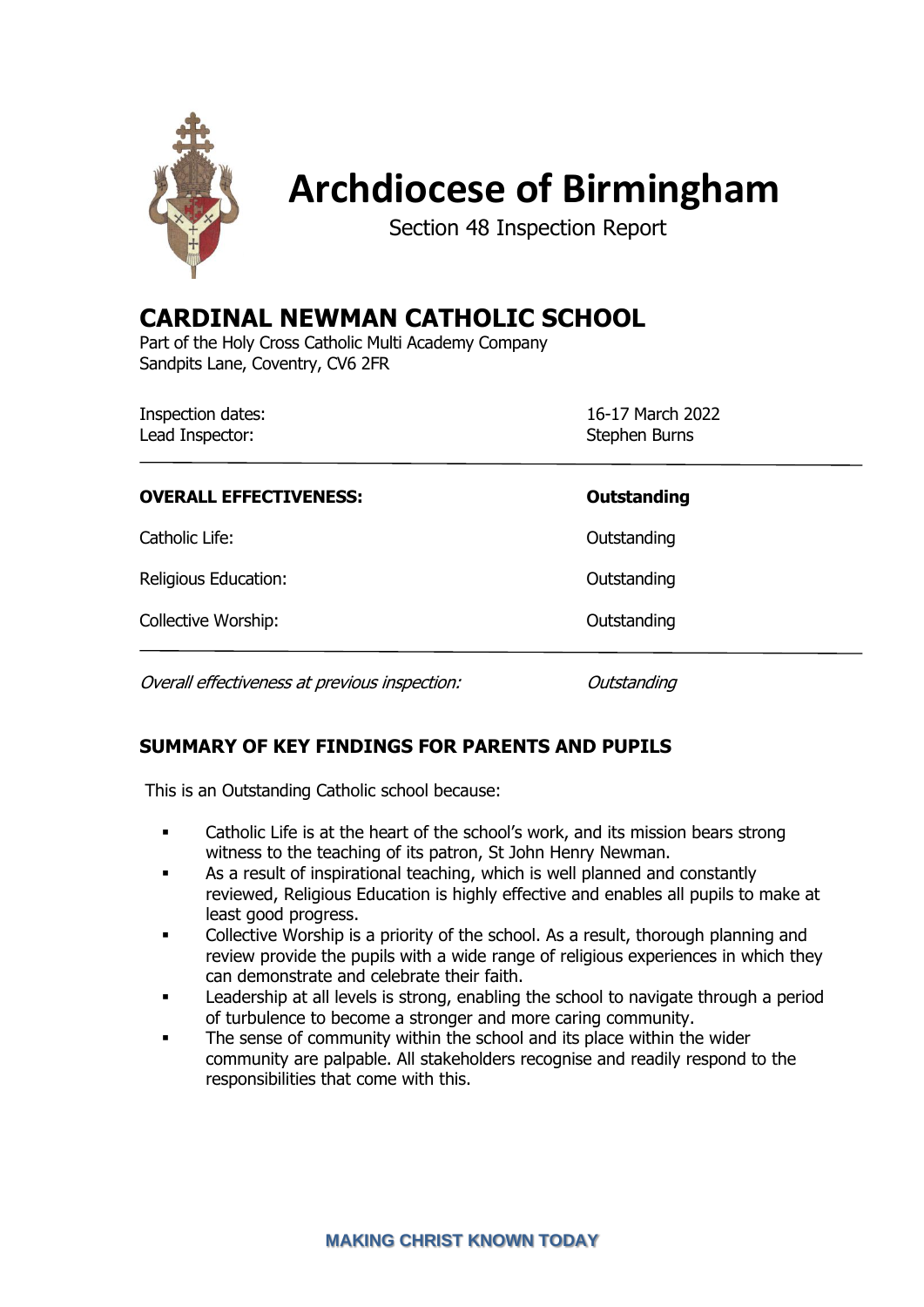# Archdiocese of Birmingham

Section 48 Inspection Report

## CARDINAL NEWMAN CATHOLIC SCHOOL

Part of the Holy Cross Catholic Multi Academy Company
Sandpits Lane, Coventry, CV6 2FR

| | |
|---|---|
| Inspection dates: | 16-17 March 2022 |
| Lead Inspector: | Stephen Burns |

| | |
|---|---|
| **OVERALL EFFECTIVENESS:** | **Outstanding** |
| Catholic Life: | Outstanding |
| Religious Education: | Outstanding |
| Collective Worship: | Outstanding |

| | |
|---|---|
| *Overall effectiveness at previous inspection:* | *Outstanding* |

### SUMMARY OF KEY FINDINGS FOR PARENTS AND PUPILS

This is an Outstanding Catholic school because:

- Catholic Life is at the heart of the school's work, and its mission bears strong witness to the teaching of its patron, St John Henry Newman.
- As a result of inspirational teaching, which is well planned and constantly reviewed, Religious Education is highly effective and enables all pupils to make at least good progress.
- Collective Worship is a priority of the school. As a result, thorough planning and review provide the pupils with a wide range of religious experiences in which they can demonstrate and celebrate their faith.
- Leadership at all levels is strong, enabling the school to navigate through a period of turbulence to become a stronger and more caring community.
- The sense of community within the school and its place within the wider community are palpable. All stakeholders recognise and readily respond to the responsibilities that come with this.

**MAKING CHRIST KNOWN TODAY**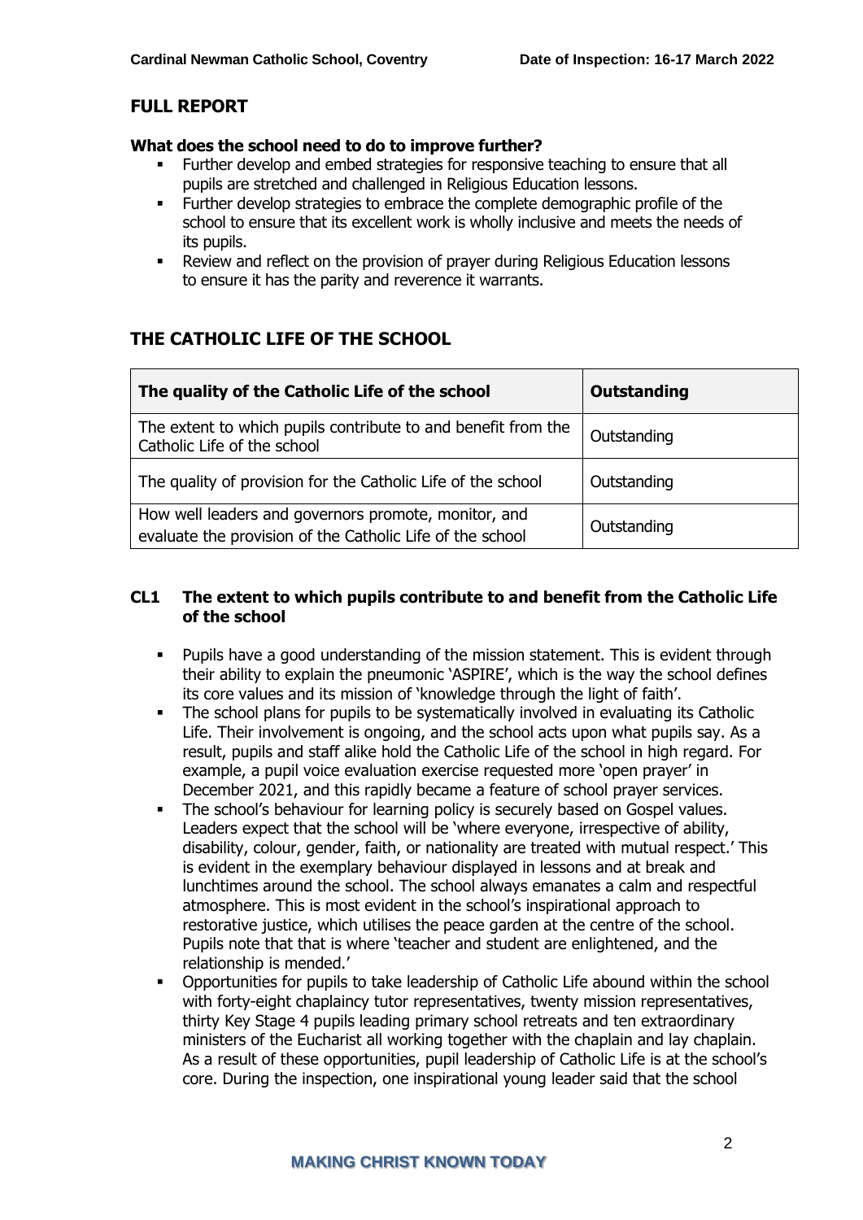## FULL REPORT

**What does the school need to do to improve further?**

- Further develop and embed strategies for responsive teaching to ensure that all pupils are stretched and challenged in Religious Education lessons.
- Further develop strategies to embrace the complete demographic profile of the school to ensure that its excellent work is wholly inclusive and meets the needs of its pupils.
- Review and reflect on the provision of prayer during Religious Education lessons to ensure it has the parity and reverence it warrants.

## THE CATHOLIC LIFE OF THE SCHOOL

| The quality of the Catholic Life of the school | Outstanding |
|---|---|
| The extent to which pupils contribute to and benefit from the Catholic Life of the school | Outstanding |
| The quality of provision for the Catholic Life of the school | Outstanding |
| How well leaders and governors promote, monitor, and evaluate the provision of the Catholic Life of the school | Outstanding |

### CL1 The extent to which pupils contribute to and benefit from the Catholic Life of the school

- Pupils have a good understanding of the mission statement. This is evident through their ability to explain the pneumonic 'ASPIRE', which is the way the school defines its core values and its mission of 'knowledge through the light of faith'.
- The school plans for pupils to be systematically involved in evaluating its Catholic Life. Their involvement is ongoing, and the school acts upon what pupils say. As a result, pupils and staff alike hold the Catholic Life of the school in high regard. For example, a pupil voice evaluation exercise requested more 'open prayer' in December 2021, and this rapidly became a feature of school prayer services.
- The school's behaviour for learning policy is securely based on Gospel values. Leaders expect that the school will be 'where everyone, irrespective of ability, disability, colour, gender, faith, or nationality are treated with mutual respect.' This is evident in the exemplary behaviour displayed in lessons and at break and lunchtimes around the school. The school always emanates a calm and respectful atmosphere. This is most evident in the school's inspirational approach to restorative justice, which utilises the peace garden at the centre of the school. Pupils note that that is where 'teacher and student are enlightened, and the relationship is mended.'
- Opportunities for pupils to take leadership of Catholic Life abound within the school with forty-eight chaplaincy tutor representatives, twenty mission representatives, thirty Key Stage 4 pupils leading primary school retreats and ten extraordinary ministers of the Eucharist all working together with the chaplain and lay chaplain. As a result of these opportunities, pupil leadership of Catholic Life is at the school's core. During the inspection, one inspirational young leader said that the school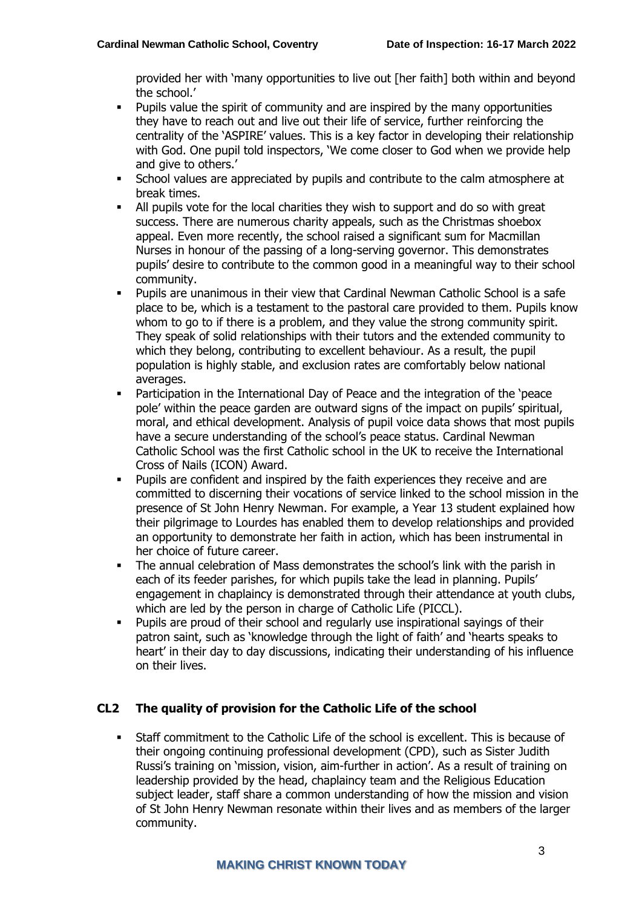provided her with 'many opportunities to live out [her faith] both within and beyond the school.'

- Pupils value the spirit of community and are inspired by the many opportunities they have to reach out and live out their life of service, further reinforcing the centrality of the 'ASPIRE' values. This is a key factor in developing their relationship with God. One pupil told inspectors, 'We come closer to God when we provide help and give to others.'
- School values are appreciated by pupils and contribute to the calm atmosphere at break times.
- All pupils vote for the local charities they wish to support and do so with great success. There are numerous charity appeals, such as the Christmas shoebox appeal. Even more recently, the school raised a significant sum for Macmillan Nurses in honour of the passing of a long-serving governor. This demonstrates pupils' desire to contribute to the common good in a meaningful way to their school community.
- Pupils are unanimous in their view that Cardinal Newman Catholic School is a safe place to be, which is a testament to the pastoral care provided to them. Pupils know whom to go to if there is a problem, and they value the strong community spirit. They speak of solid relationships with their tutors and the extended community to which they belong, contributing to excellent behaviour. As a result, the pupil population is highly stable, and exclusion rates are comfortably below national averages.
- Participation in the International Day of Peace and the integration of the 'peace pole' within the peace garden are outward signs of the impact on pupils' spiritual, moral, and ethical development. Analysis of pupil voice data shows that most pupils have a secure understanding of the school's peace status. Cardinal Newman Catholic School was the first Catholic school in the UK to receive the International Cross of Nails (ICON) Award.
- Pupils are confident and inspired by the faith experiences they receive and are committed to discerning their vocations of service linked to the school mission in the presence of St John Henry Newman. For example, a Year 13 student explained how their pilgrimage to Lourdes has enabled them to develop relationships and provided an opportunity to demonstrate her faith in action, which has been instrumental in her choice of future career.
- The annual celebration of Mass demonstrates the school's link with the parish in each of its feeder parishes, for which pupils take the lead in planning. Pupils' engagement in chaplaincy is demonstrated through their attendance at youth clubs, which are led by the person in charge of Catholic Life (PICCL).
- Pupils are proud of their school and regularly use inspirational sayings of their patron saint, such as 'knowledge through the light of faith' and 'hearts speaks to heart' in their day to day discussions, indicating their understanding of his influence on their lives.

## CL2 The quality of provision for the Catholic Life of the school

- Staff commitment to the Catholic Life of the school is excellent. This is because of their ongoing continuing professional development (CPD), such as Sister Judith Russi's training on 'mission, vision, aim-further in action'. As a result of training on leadership provided by the head, chaplaincy team and the Religious Education subject leader, staff share a common understanding of how the mission and vision of St John Henry Newman resonate within their lives and as members of the larger community.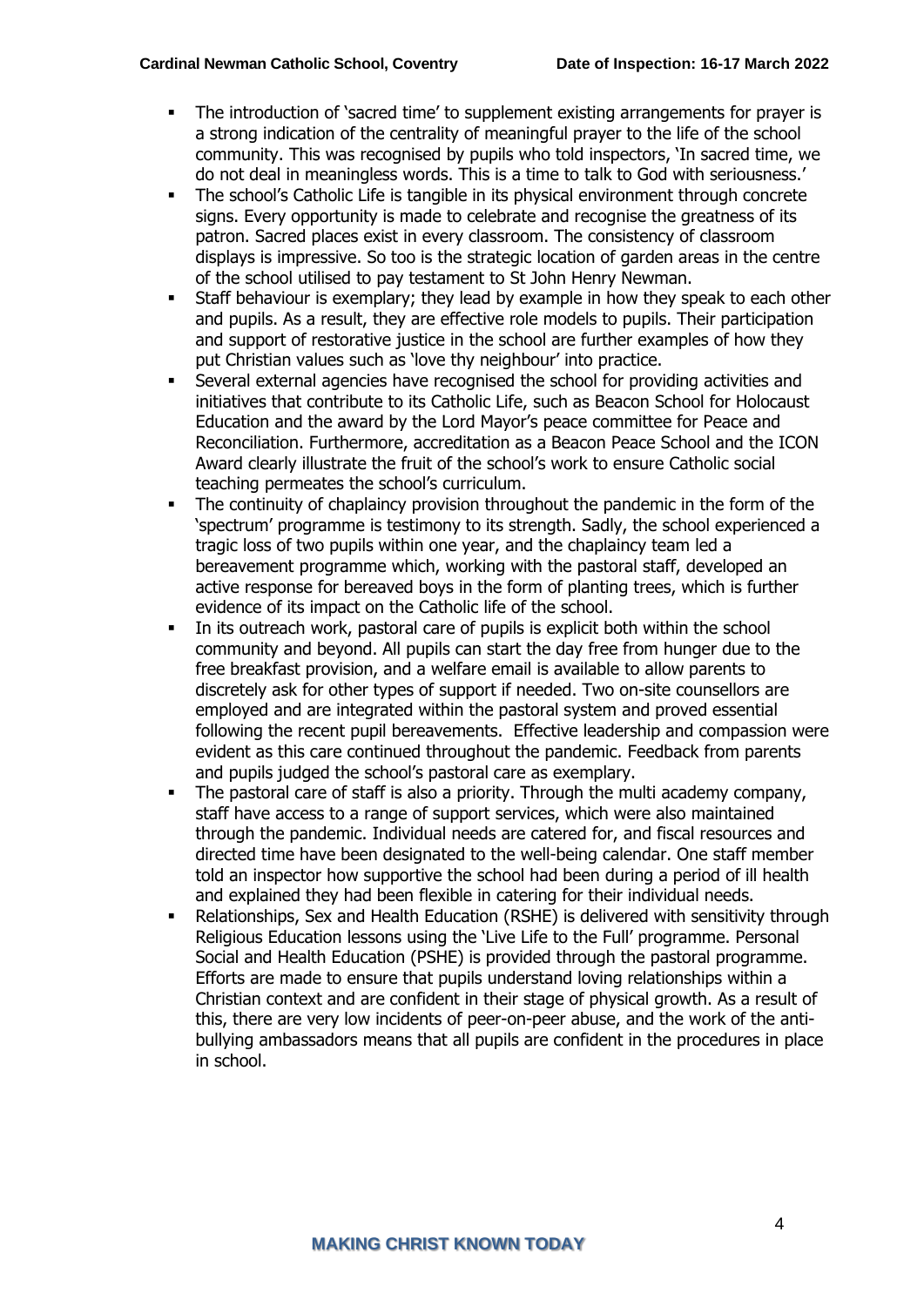- The introduction of 'sacred time' to supplement existing arrangements for prayer is a strong indication of the centrality of meaningful prayer to the life of the school community. This was recognised by pupils who told inspectors, 'In sacred time, we do not deal in meaningless words. This is a time to talk to God with seriousness.'
- The school's Catholic Life is tangible in its physical environment through concrete signs. Every opportunity is made to celebrate and recognise the greatness of its patron. Sacred places exist in every classroom. The consistency of classroom displays is impressive. So too is the strategic location of garden areas in the centre of the school utilised to pay testament to St John Henry Newman.
- Staff behaviour is exemplary; they lead by example in how they speak to each other and pupils. As a result, they are effective role models to pupils. Their participation and support of restorative justice in the school are further examples of how they put Christian values such as 'love thy neighbour' into practice.
- Several external agencies have recognised the school for providing activities and initiatives that contribute to its Catholic Life, such as Beacon School for Holocaust Education and the award by the Lord Mayor's peace committee for Peace and Reconciliation. Furthermore, accreditation as a Beacon Peace School and the ICON Award clearly illustrate the fruit of the school's work to ensure Catholic social teaching permeates the school's curriculum.
- The continuity of chaplaincy provision throughout the pandemic in the form of the 'spectrum' programme is testimony to its strength. Sadly, the school experienced a tragic loss of two pupils within one year, and the chaplaincy team led a bereavement programme which, working with the pastoral staff, developed an active response for bereaved boys in the form of planting trees, which is further evidence of its impact on the Catholic life of the school.
- In its outreach work, pastoral care of pupils is explicit both within the school community and beyond. All pupils can start the day free from hunger due to the free breakfast provision, and a welfare email is available to allow parents to discretely ask for other types of support if needed. Two on-site counsellors are employed and are integrated within the pastoral system and proved essential following the recent pupil bereavements. Effective leadership and compassion were evident as this care continued throughout the pandemic. Feedback from parents and pupils judged the school's pastoral care as exemplary.
- The pastoral care of staff is also a priority. Through the multi academy company, staff have access to a range of support services, which were also maintained through the pandemic. Individual needs are catered for, and fiscal resources and directed time have been designated to the well-being calendar. One staff member told an inspector how supportive the school had been during a period of ill health and explained they had been flexible in catering for their individual needs.
- Relationships, Sex and Health Education (RSHE) is delivered with sensitivity through Religious Education lessons using the 'Live Life to the Full' programme. Personal Social and Health Education (PSHE) is provided through the pastoral programme. Efforts are made to ensure that pupils understand loving relationships within a Christian context and are confident in their stage of physical growth. As a result of this, there are very low incidents of peer-on-peer abuse, and the work of the anti-bullying ambassadors means that all pupils are confident in the procedures in place in school.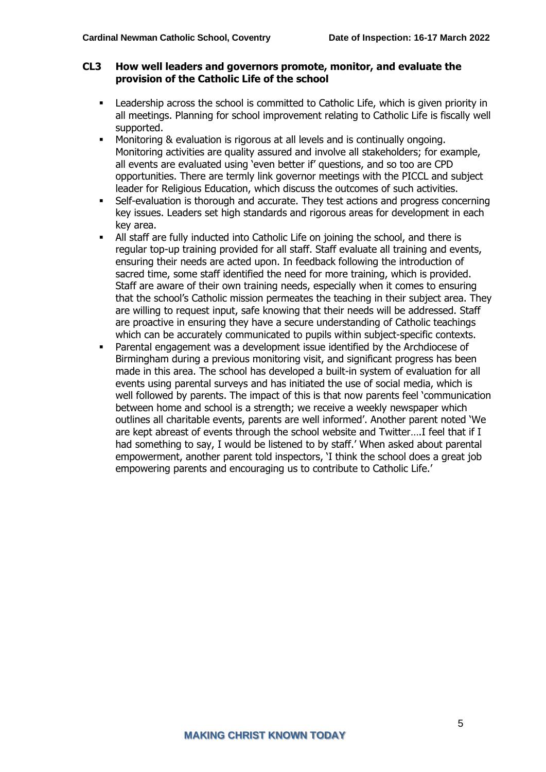### CL3 How well leaders and governors promote, monitor, and evaluate the provision of the Catholic Life of the school

- Leadership across the school is committed to Catholic Life, which is given priority in all meetings. Planning for school improvement relating to Catholic Life is fiscally well supported.
- Monitoring & evaluation is rigorous at all levels and is continually ongoing. Monitoring activities are quality assured and involve all stakeholders; for example, all events are evaluated using 'even better if' questions, and so too are CPD opportunities. There are termly link governor meetings with the PICCL and subject leader for Religious Education, which discuss the outcomes of such activities.
- Self-evaluation is thorough and accurate. They test actions and progress concerning key issues. Leaders set high standards and rigorous areas for development in each key area.
- All staff are fully inducted into Catholic Life on joining the school, and there is regular top-up training provided for all staff. Staff evaluate all training and events, ensuring their needs are acted upon. In feedback following the introduction of sacred time, some staff identified the need for more training, which is provided. Staff are aware of their own training needs, especially when it comes to ensuring that the school's Catholic mission permeates the teaching in their subject area. They are willing to request input, safe knowing that their needs will be addressed. Staff are proactive in ensuring they have a secure understanding of Catholic teachings which can be accurately communicated to pupils within subject-specific contexts.
- Parental engagement was a development issue identified by the Archdiocese of Birmingham during a previous monitoring visit, and significant progress has been made in this area. The school has developed a built-in system of evaluation for all events using parental surveys and has initiated the use of social media, which is well followed by parents. The impact of this is that now parents feel 'communication between home and school is a strength; we receive a weekly newspaper which outlines all charitable events, parents are well informed'. Another parent noted 'We are kept abreast of events through the school website and Twitter….I feel that if I had something to say, I would be listened to by staff.' When asked about parental empowerment, another parent told inspectors, 'I think the school does a great job empowering parents and encouraging us to contribute to Catholic Life.'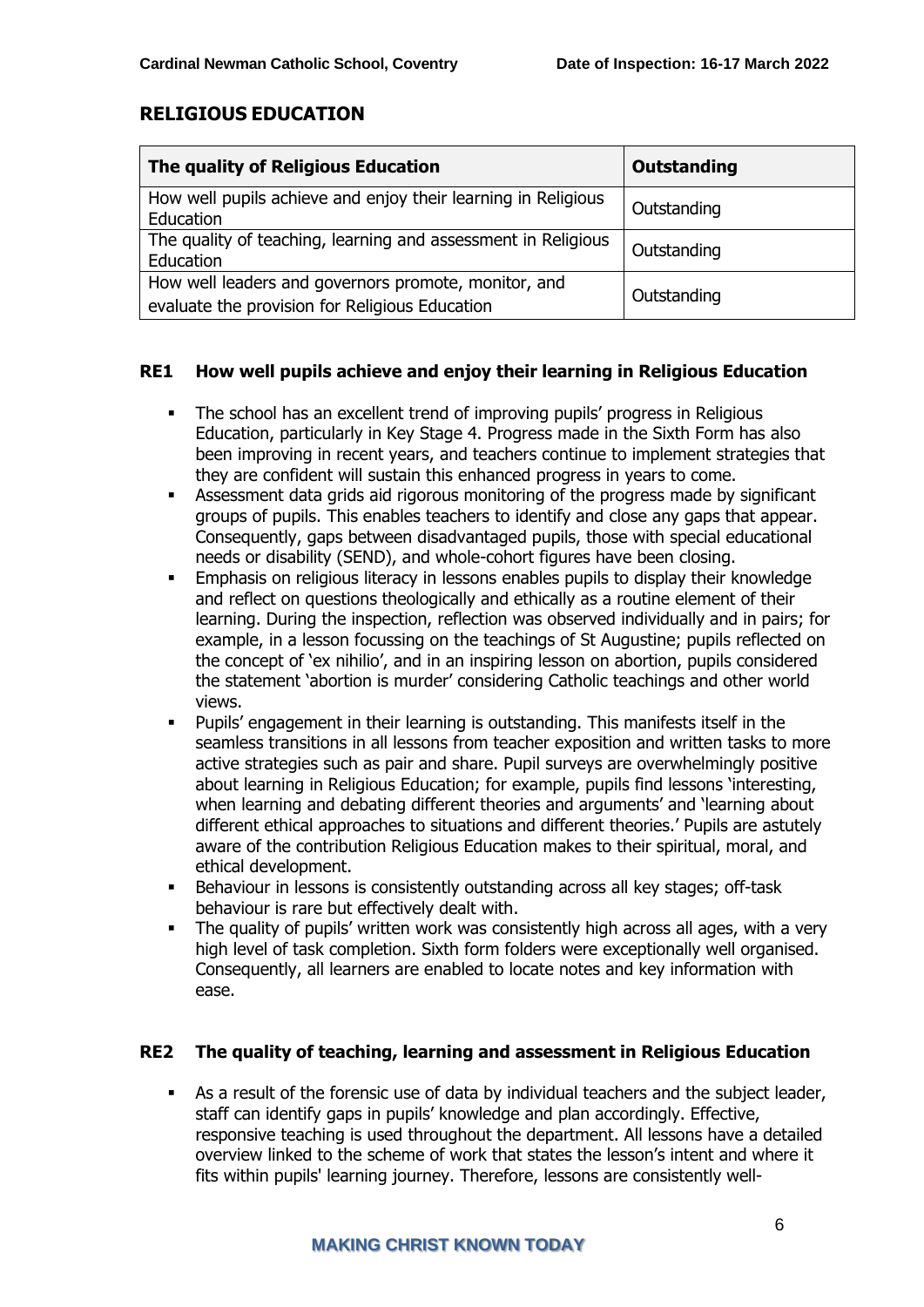## RELIGIOUS EDUCATION

| The quality of Religious Education | Outstanding |
|---|---|
| How well pupils achieve and enjoy their learning in Religious Education | Outstanding |
| The quality of teaching, learning and assessment in Religious Education | Outstanding |
| How well leaders and governors promote, monitor, and evaluate the provision for Religious Education | Outstanding |

### RE1 How well pupils achieve and enjoy their learning in Religious Education

- The school has an excellent trend of improving pupils' progress in Religious Education, particularly in Key Stage 4. Progress made in the Sixth Form has also been improving in recent years, and teachers continue to implement strategies that they are confident will sustain this enhanced progress in years to come.
- Assessment data grids aid rigorous monitoring of the progress made by significant groups of pupils. This enables teachers to identify and close any gaps that appear. Consequently, gaps between disadvantaged pupils, those with special educational needs or disability (SEND), and whole-cohort figures have been closing.
- Emphasis on religious literacy in lessons enables pupils to display their knowledge and reflect on questions theologically and ethically as a routine element of their learning. During the inspection, reflection was observed individually and in pairs; for example, in a lesson focussing on the teachings of St Augustine; pupils reflected on the concept of 'ex nihilio', and in an inspiring lesson on abortion, pupils considered the statement 'abortion is murder' considering Catholic teachings and other world views.
- Pupils' engagement in their learning is outstanding. This manifests itself in the seamless transitions in all lessons from teacher exposition and written tasks to more active strategies such as pair and share. Pupil surveys are overwhelmingly positive about learning in Religious Education; for example, pupils find lessons 'interesting, when learning and debating different theories and arguments' and 'learning about different ethical approaches to situations and different theories.' Pupils are astutely aware of the contribution Religious Education makes to their spiritual, moral, and ethical development.
- Behaviour in lessons is consistently outstanding across all key stages; off-task behaviour is rare but effectively dealt with.
- The quality of pupils' written work was consistently high across all ages, with a very high level of task completion. Sixth form folders were exceptionally well organised. Consequently, all learners are enabled to locate notes and key information with ease.

### RE2 The quality of teaching, learning and assessment in Religious Education

- As a result of the forensic use of data by individual teachers and the subject leader, staff can identify gaps in pupils' knowledge and plan accordingly. Effective, responsive teaching is used throughout the department. All lessons have a detailed overview linked to the scheme of work that states the lesson's intent and where it fits within pupils' learning journey. Therefore, lessons are consistently well-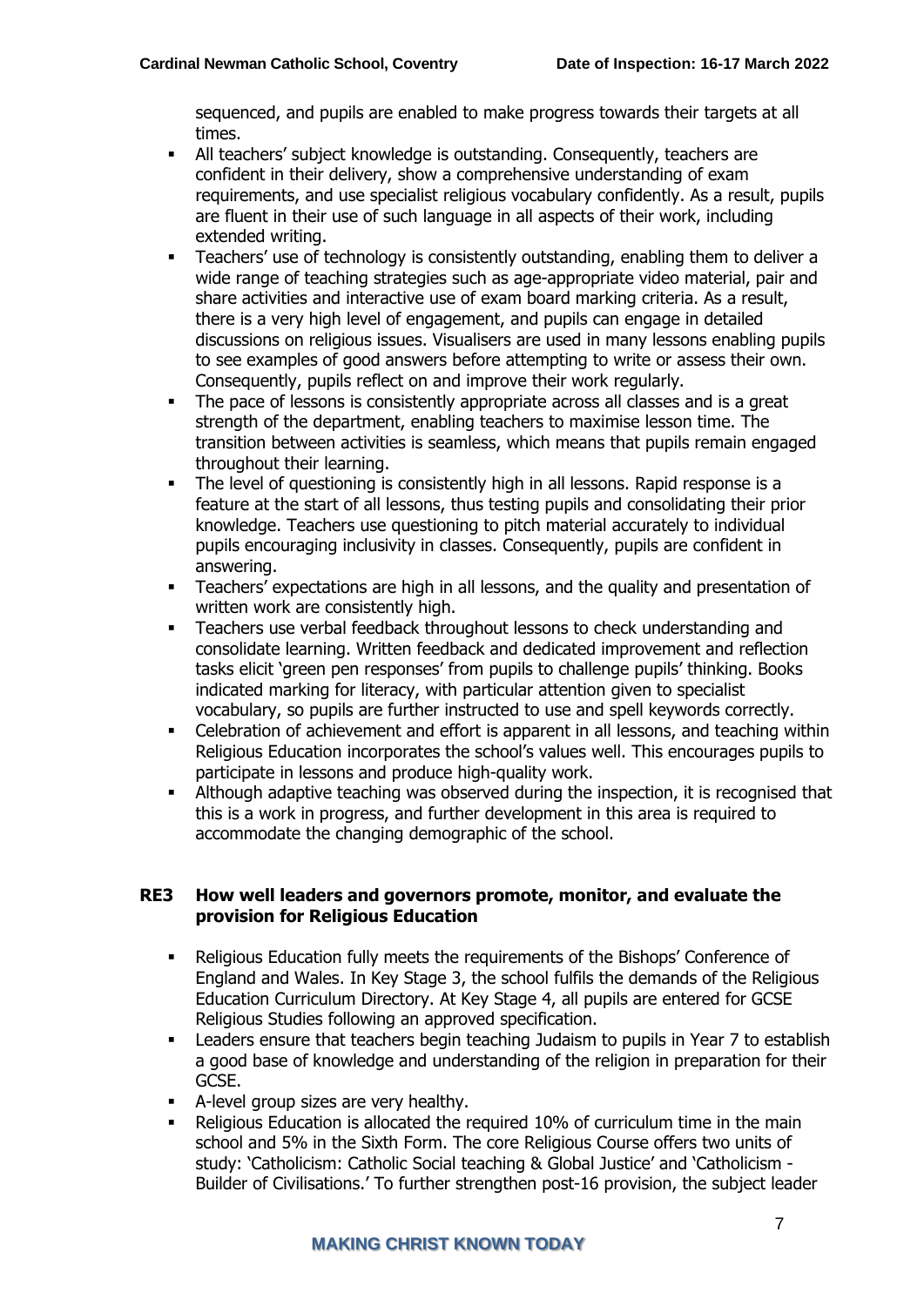sequenced, and pupils are enabled to make progress towards their targets at all times.

- All teachers' subject knowledge is outstanding. Consequently, teachers are confident in their delivery, show a comprehensive understanding of exam requirements, and use specialist religious vocabulary confidently. As a result, pupils are fluent in their use of such language in all aspects of their work, including extended writing.
- Teachers' use of technology is consistently outstanding, enabling them to deliver a wide range of teaching strategies such as age-appropriate video material, pair and share activities and interactive use of exam board marking criteria. As a result, there is a very high level of engagement, and pupils can engage in detailed discussions on religious issues. Visualisers are used in many lessons enabling pupils to see examples of good answers before attempting to write or assess their own. Consequently, pupils reflect on and improve their work regularly.
- The pace of lessons is consistently appropriate across all classes and is a great strength of the department, enabling teachers to maximise lesson time. The transition between activities is seamless, which means that pupils remain engaged throughout their learning.
- The level of questioning is consistently high in all lessons. Rapid response is a feature at the start of all lessons, thus testing pupils and consolidating their prior knowledge. Teachers use questioning to pitch material accurately to individual pupils encouraging inclusivity in classes. Consequently, pupils are confident in answering.
- Teachers' expectations are high in all lessons, and the quality and presentation of written work are consistently high.
- Teachers use verbal feedback throughout lessons to check understanding and consolidate learning. Written feedback and dedicated improvement and reflection tasks elicit 'green pen responses' from pupils to challenge pupils' thinking. Books indicated marking for literacy, with particular attention given to specialist vocabulary, so pupils are further instructed to use and spell keywords correctly.
- Celebration of achievement and effort is apparent in all lessons, and teaching within Religious Education incorporates the school's values well. This encourages pupils to participate in lessons and produce high-quality work.
- Although adaptive teaching was observed during the inspection, it is recognised that this is a work in progress, and further development in this area is required to accommodate the changing demographic of the school.

## RE3 How well leaders and governors promote, monitor, and evaluate the provision for Religious Education

- Religious Education fully meets the requirements of the Bishops' Conference of England and Wales. In Key Stage 3, the school fulfils the demands of the Religious Education Curriculum Directory. At Key Stage 4, all pupils are entered for GCSE Religious Studies following an approved specification.
- Leaders ensure that teachers begin teaching Judaism to pupils in Year 7 to establish a good base of knowledge and understanding of the religion in preparation for their GCSE.
- A-level group sizes are very healthy.
- Religious Education is allocated the required 10% of curriculum time in the main school and 5% in the Sixth Form. The core Religious Course offers two units of study: 'Catholicism: Catholic Social teaching & Global Justice' and 'Catholicism - Builder of Civilisations.' To further strengthen post-16 provision, the subject leader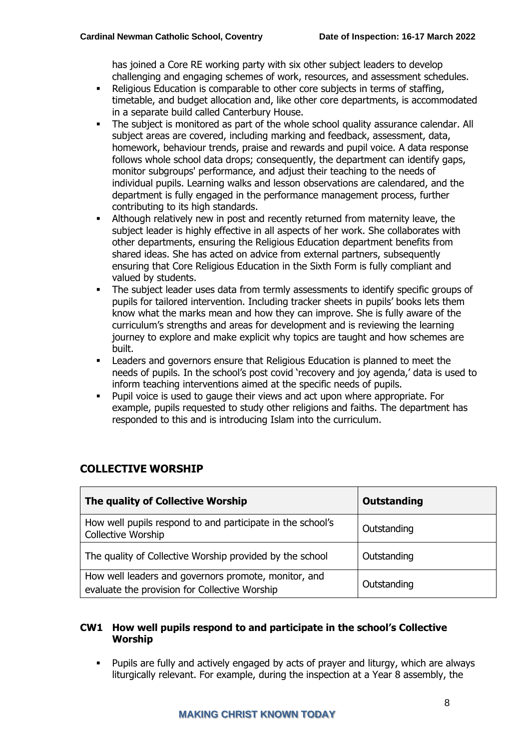has joined a Core RE working party with six other subject leaders to develop challenging and engaging schemes of work, resources, and assessment schedules.

- Religious Education is comparable to other core subjects in terms of staffing, timetable, and budget allocation and, like other core departments, is accommodated in a separate build called Canterbury House.
- The subject is monitored as part of the whole school quality assurance calendar. All subject areas are covered, including marking and feedback, assessment, data, homework, behaviour trends, praise and rewards and pupil voice. A data response follows whole school data drops; consequently, the department can identify gaps, monitor subgroups' performance, and adjust their teaching to the needs of individual pupils. Learning walks and lesson observations are calendared, and the department is fully engaged in the performance management process, further contributing to its high standards.
- Although relatively new in post and recently returned from maternity leave, the subject leader is highly effective in all aspects of her work. She collaborates with other departments, ensuring the Religious Education department benefits from shared ideas. She has acted on advice from external partners, subsequently ensuring that Core Religious Education in the Sixth Form is fully compliant and valued by students.
- The subject leader uses data from termly assessments to identify specific groups of pupils for tailored intervention. Including tracker sheets in pupils' books lets them know what the marks mean and how they can improve. She is fully aware of the curriculum's strengths and areas for development and is reviewing the learning journey to explore and make explicit why topics are taught and how schemes are built.
- Leaders and governors ensure that Religious Education is planned to meet the needs of pupils. In the school's post covid 'recovery and joy agenda,' data is used to inform teaching interventions aimed at the specific needs of pupils.
- Pupil voice is used to gauge their views and act upon where appropriate. For example, pupils requested to study other religions and faiths. The department has responded to this and is introducing Islam into the curriculum.

## COLLECTIVE WORSHIP

| The quality of Collective Worship | Outstanding |
|---|---|
| How well pupils respond to and participate in the school's Collective Worship | Outstanding |
| The quality of Collective Worship provided by the school | Outstanding |
| How well leaders and governors promote, monitor, and evaluate the provision for Collective Worship | Outstanding |

### CW1 How well pupils respond to and participate in the school's Collective Worship

- Pupils are fully and actively engaged by acts of prayer and liturgy, which are always liturgically relevant. For example, during the inspection at a Year 8 assembly, the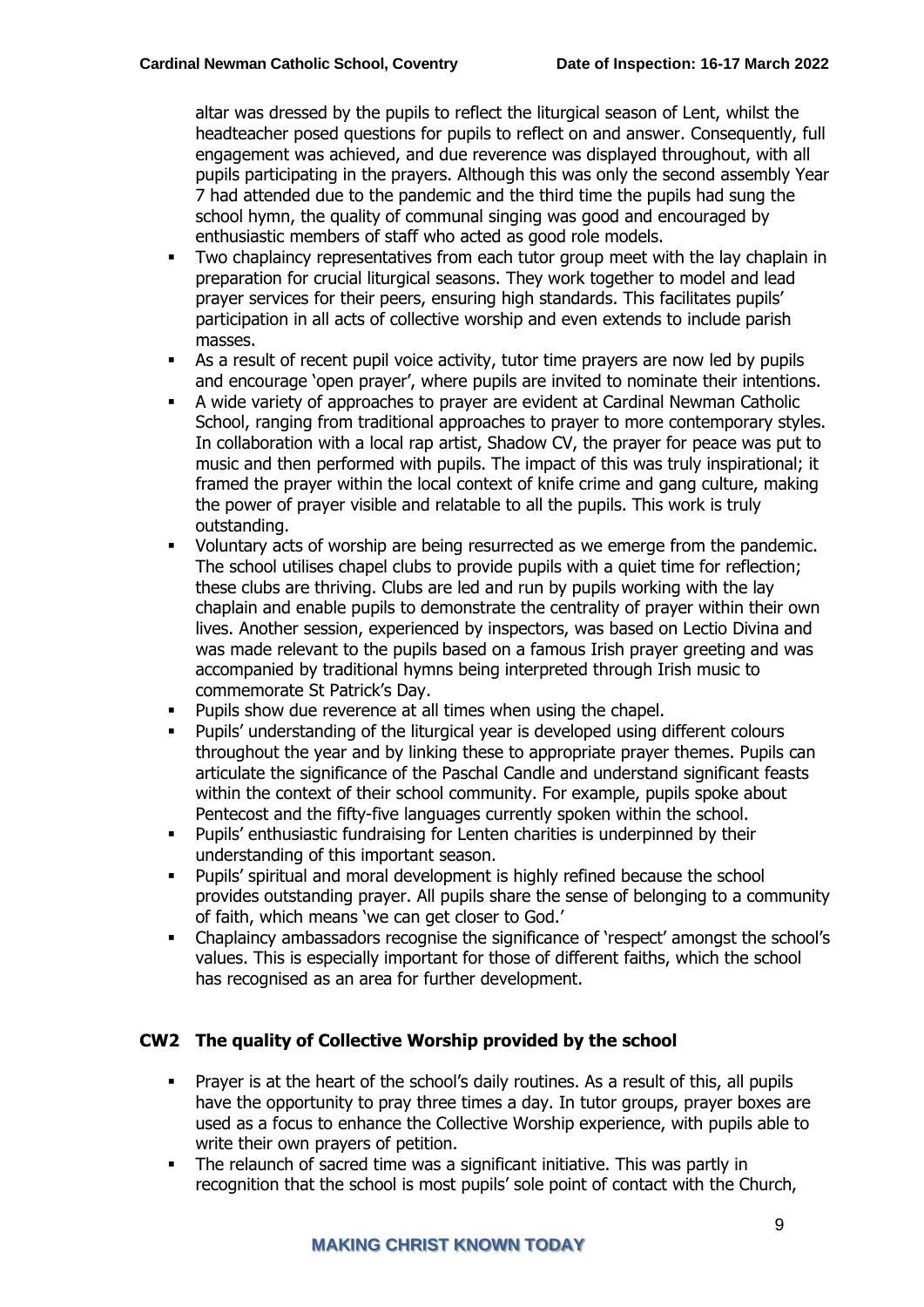altar was dressed by the pupils to reflect the liturgical season of Lent, whilst the headteacher posed questions for pupils to reflect on and answer. Consequently, full engagement was achieved, and due reverence was displayed throughout, with all pupils participating in the prayers. Although this was only the second assembly Year 7 had attended due to the pandemic and the third time the pupils had sung the school hymn, the quality of communal singing was good and encouraged by enthusiastic members of staff who acted as good role models.

- Two chaplaincy representatives from each tutor group meet with the lay chaplain in preparation for crucial liturgical seasons. They work together to model and lead prayer services for their peers, ensuring high standards. This facilitates pupils' participation in all acts of collective worship and even extends to include parish masses.
- As a result of recent pupil voice activity, tutor time prayers are now led by pupils and encourage 'open prayer', where pupils are invited to nominate their intentions.
- A wide variety of approaches to prayer are evident at Cardinal Newman Catholic School, ranging from traditional approaches to prayer to more contemporary styles. In collaboration with a local rap artist, Shadow CV, the prayer for peace was put to music and then performed with pupils. The impact of this was truly inspirational; it framed the prayer within the local context of knife crime and gang culture, making the power of prayer visible and relatable to all the pupils. This work is truly outstanding.
- Voluntary acts of worship are being resurrected as we emerge from the pandemic. The school utilises chapel clubs to provide pupils with a quiet time for reflection; these clubs are thriving. Clubs are led and run by pupils working with the lay chaplain and enable pupils to demonstrate the centrality of prayer within their own lives. Another session, experienced by inspectors, was based on Lectio Divina and was made relevant to the pupils based on a famous Irish prayer greeting and was accompanied by traditional hymns being interpreted through Irish music to commemorate St Patrick's Day.
- Pupils show due reverence at all times when using the chapel.
- Pupils' understanding of the liturgical year is developed using different colours throughout the year and by linking these to appropriate prayer themes. Pupils can articulate the significance of the Paschal Candle and understand significant feasts within the context of their school community. For example, pupils spoke about Pentecost and the fifty-five languages currently spoken within the school.
- Pupils' enthusiastic fundraising for Lenten charities is underpinned by their understanding of this important season.
- Pupils' spiritual and moral development is highly refined because the school provides outstanding prayer. All pupils share the sense of belonging to a community of faith, which means 'we can get closer to God.'
- Chaplaincy ambassadors recognise the significance of 'respect' amongst the school's values. This is especially important for those of different faiths, which the school has recognised as an area for further development.

## CW2 The quality of Collective Worship provided by the school

- Prayer is at the heart of the school's daily routines. As a result of this, all pupils have the opportunity to pray three times a day. In tutor groups, prayer boxes are used as a focus to enhance the Collective Worship experience, with pupils able to write their own prayers of petition.
- The relaunch of sacred time was a significant initiative. This was partly in recognition that the school is most pupils' sole point of contact with the Church,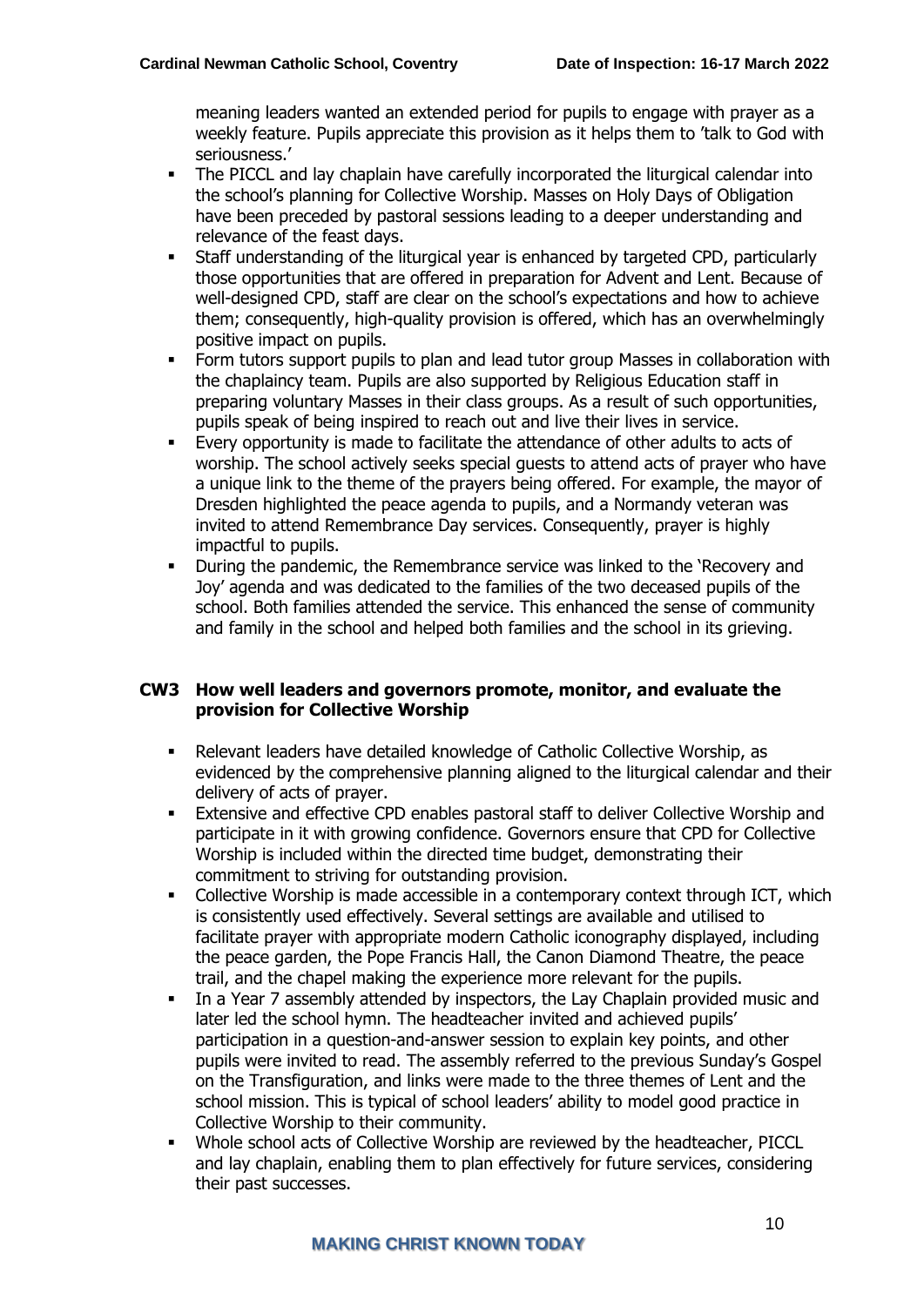meaning leaders wanted an extended period for pupils to engage with prayer as a weekly feature. Pupils appreciate this provision as it helps them to 'talk to God with seriousness.'

- The PICCL and lay chaplain have carefully incorporated the liturgical calendar into the school's planning for Collective Worship. Masses on Holy Days of Obligation have been preceded by pastoral sessions leading to a deeper understanding and relevance of the feast days.
- Staff understanding of the liturgical year is enhanced by targeted CPD, particularly those opportunities that are offered in preparation for Advent and Lent. Because of well-designed CPD, staff are clear on the school's expectations and how to achieve them; consequently, high-quality provision is offered, which has an overwhelmingly positive impact on pupils.
- Form tutors support pupils to plan and lead tutor group Masses in collaboration with the chaplaincy team. Pupils are also supported by Religious Education staff in preparing voluntary Masses in their class groups. As a result of such opportunities, pupils speak of being inspired to reach out and live their lives in service.
- Every opportunity is made to facilitate the attendance of other adults to acts of worship. The school actively seeks special guests to attend acts of prayer who have a unique link to the theme of the prayers being offered. For example, the mayor of Dresden highlighted the peace agenda to pupils, and a Normandy veteran was invited to attend Remembrance Day services. Consequently, prayer is highly impactful to pupils.
- During the pandemic, the Remembrance service was linked to the 'Recovery and Joy' agenda and was dedicated to the families of the two deceased pupils of the school. Both families attended the service. This enhanced the sense of community and family in the school and helped both families and the school in its grieving.

## CW3 How well leaders and governors promote, monitor, and evaluate the provision for Collective Worship

- Relevant leaders have detailed knowledge of Catholic Collective Worship, as evidenced by the comprehensive planning aligned to the liturgical calendar and their delivery of acts of prayer.
- Extensive and effective CPD enables pastoral staff to deliver Collective Worship and participate in it with growing confidence. Governors ensure that CPD for Collective Worship is included within the directed time budget, demonstrating their commitment to striving for outstanding provision.
- Collective Worship is made accessible in a contemporary context through ICT, which is consistently used effectively. Several settings are available and utilised to facilitate prayer with appropriate modern Catholic iconography displayed, including the peace garden, the Pope Francis Hall, the Canon Diamond Theatre, the peace trail, and the chapel making the experience more relevant for the pupils.
- In a Year 7 assembly attended by inspectors, the Lay Chaplain provided music and later led the school hymn. The headteacher invited and achieved pupils' participation in a question-and-answer session to explain key points, and other pupils were invited to read. The assembly referred to the previous Sunday's Gospel on the Transfiguration, and links were made to the three themes of Lent and the school mission. This is typical of school leaders' ability to model good practice in Collective Worship to their community.
- Whole school acts of Collective Worship are reviewed by the headteacher, PICCL and lay chaplain, enabling them to plan effectively for future services, considering their past successes.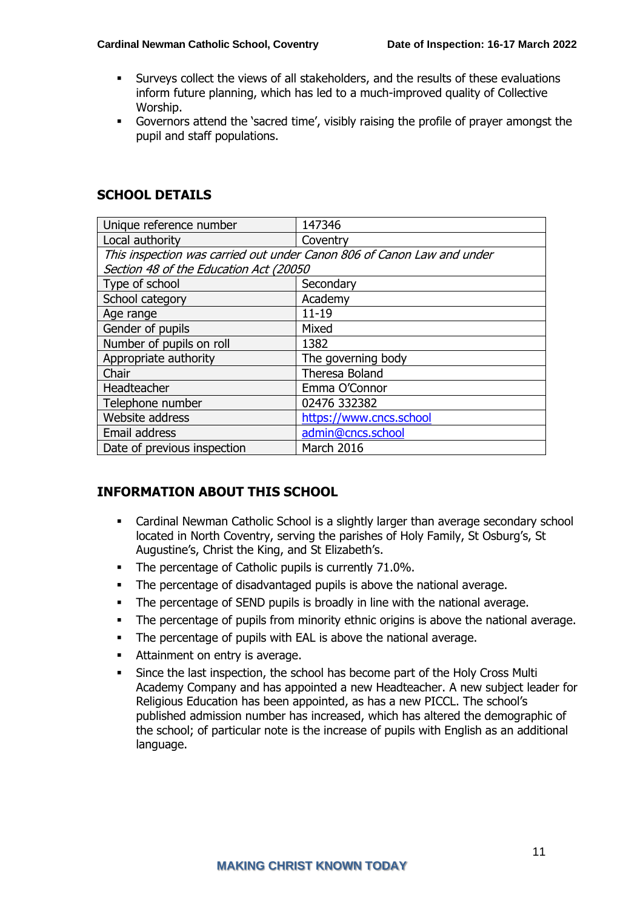- Surveys collect the views of all stakeholders, and the results of these evaluations inform future planning, which has led to a much-improved quality of Collective Worship.
- Governors attend the 'sacred time', visibly raising the profile of prayer amongst the pupil and staff populations.

## SCHOOL DETAILS

| | |
|---|---|
| Unique reference number | 147346 |
| Local authority | Coventry |
| *This inspection was carried out under Canon 806 of Canon Law and under Section 48 of the Education Act (20050* | |
| Type of school | Secondary |
| School category | Academy |
| Age range | 11-19 |
| Gender of pupils | Mixed |
| Number of pupils on roll | 1382 |
| Appropriate authority | The governing body |
| Chair | Theresa Boland |
| Headteacher | Emma O'Connor |
| Telephone number | 02476 332382 |
| Website address | https://www.cncs.school |
| Email address | admin@cncs.school |
| Date of previous inspection | March 2016 |

## INFORMATION ABOUT THIS SCHOOL

- Cardinal Newman Catholic School is a slightly larger than average secondary school located in North Coventry, serving the parishes of Holy Family, St Osburg's, St Augustine's, Christ the King, and St Elizabeth's.
- The percentage of Catholic pupils is currently 71.0%.
- The percentage of disadvantaged pupils is above the national average.
- The percentage of SEND pupils is broadly in line with the national average.
- The percentage of pupils from minority ethnic origins is above the national average.
- The percentage of pupils with EAL is above the national average.
- Attainment on entry is average.
- Since the last inspection, the school has become part of the Holy Cross Multi Academy Company and has appointed a new Headteacher. A new subject leader for Religious Education has been appointed, as has a new PICCL. The school's published admission number has increased, which has altered the demographic of the school; of particular note is the increase of pupils with English as an additional language.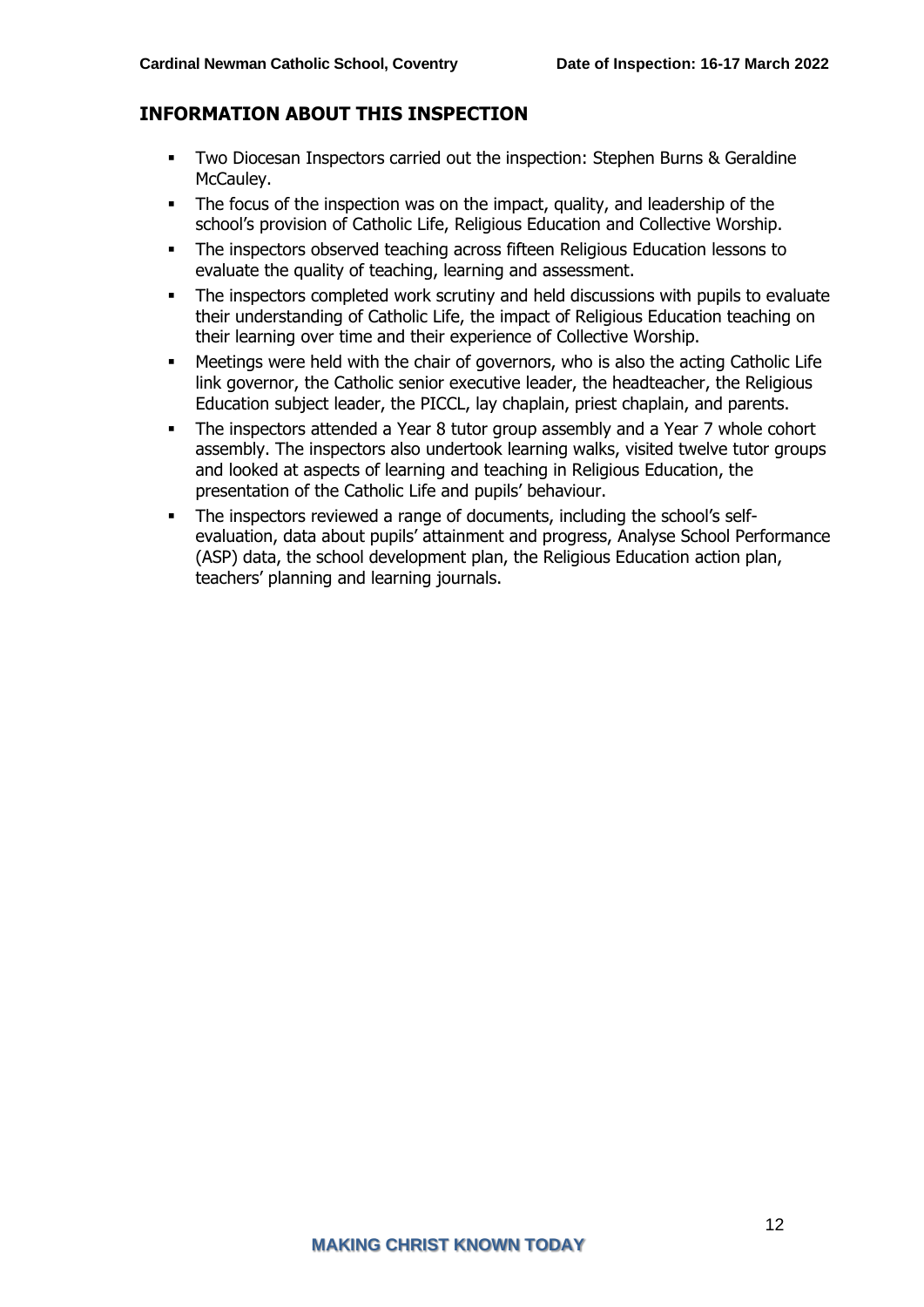## INFORMATION ABOUT THIS INSPECTION

- Two Diocesan Inspectors carried out the inspection: Stephen Burns & Geraldine McCauley.
- The focus of the inspection was on the impact, quality, and leadership of the school's provision of Catholic Life, Religious Education and Collective Worship.
- The inspectors observed teaching across fifteen Religious Education lessons to evaluate the quality of teaching, learning and assessment.
- The inspectors completed work scrutiny and held discussions with pupils to evaluate their understanding of Catholic Life, the impact of Religious Education teaching on their learning over time and their experience of Collective Worship.
- Meetings were held with the chair of governors, who is also the acting Catholic Life link governor, the Catholic senior executive leader, the headteacher, the Religious Education subject leader, the PICCL, lay chaplain, priest chaplain, and parents.
- The inspectors attended a Year 8 tutor group assembly and a Year 7 whole cohort assembly. The inspectors also undertook learning walks, visited twelve tutor groups and looked at aspects of learning and teaching in Religious Education, the presentation of the Catholic Life and pupils' behaviour.
- The inspectors reviewed a range of documents, including the school's self-evaluation, data about pupils' attainment and progress, Analyse School Performance (ASP) data, the school development plan, the Religious Education action plan, teachers' planning and learning journals.